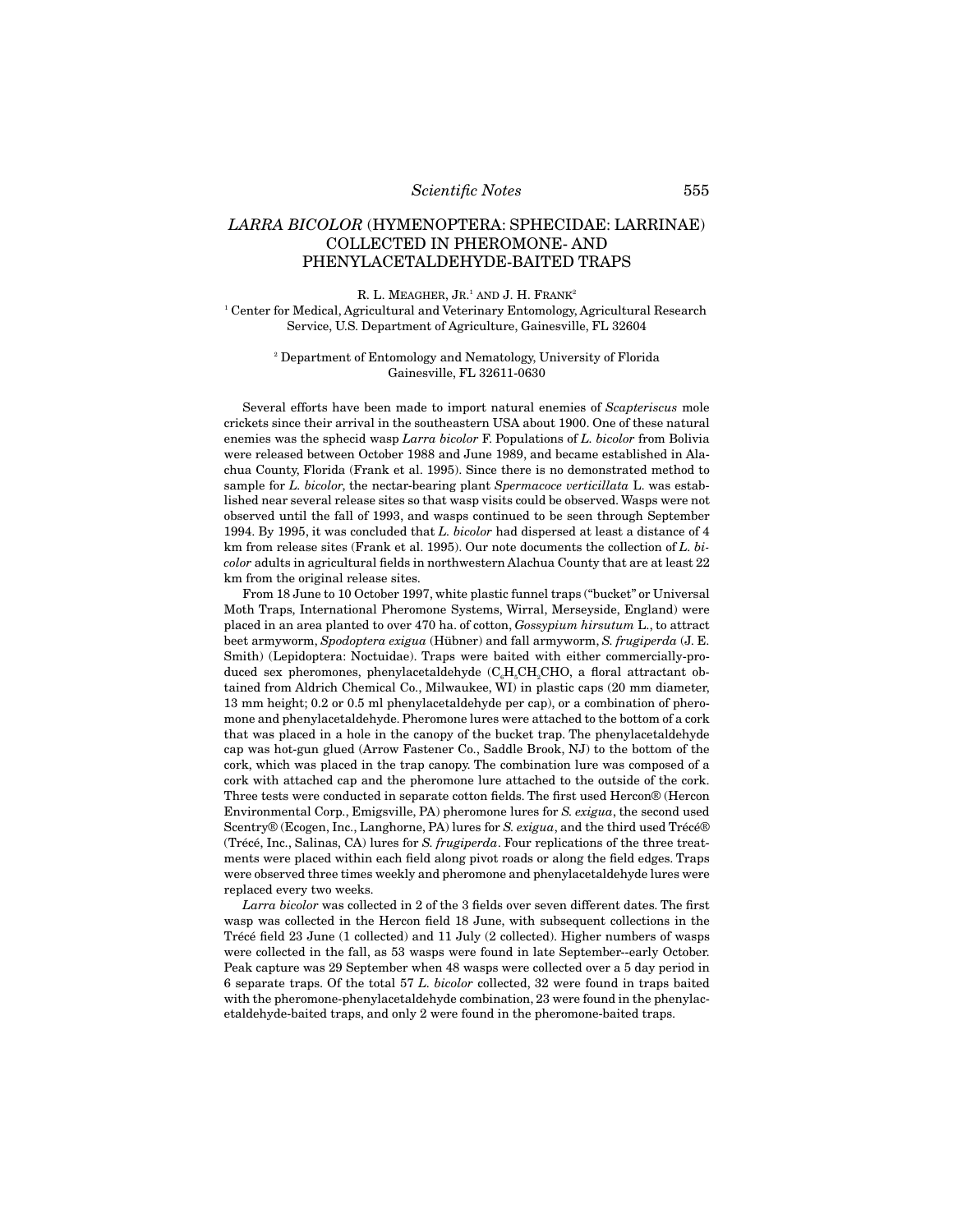# *LARRA BICOLOR* (HYMENOPTERA: SPHECIDAE: LARRINAE) COLLECTED IN PHEROMONE- AND PHENYLACETALDEHYDE-BAITED TRAPS

R. L. MEAGHER, JR.[1] AND J. H. FRANK[2]

[1] Center for Medical, Agricultural and Veterinary Entomology, Agricultural Research Service, U.S. Department of Agriculture, Gainesville, FL 32604

[2] Department of Entomology and Nematology, University of Florida Gainesville, FL 32611-0630

Several efforts have been made to import natural enemies of *Scapteriscus* mole crickets since their arrival in the southeastern USA about 1900. One of these natural enemies was the sphecid wasp *Larra bicolor* F. Populations of *L. bicolor* from Bolivia were released between October 1988 and June 1989, and became established in Alachua County, Florida (Frank et al. 1995). Since there is no demonstrated method to sample for *L. bicolor*, the nectar-bearing plant *Spermacoce verticillata* L. was established near several release sites so that wasp visits could be observed. Wasps were not observed until the fall of 1993, and wasps continued to be seen through September 1994. By 1995, it was concluded that *L. bicolor* had dispersed at least a distance of 4 km from release sites (Frank et al. 1995). Our note documents the collection of *L. bicolor* adults in agricultural fields in northwestern Alachua County that are at least 22 km from the original release sites.

From 18 June to 10 October 1997, white plastic funnel traps ("bucket" or Universal Moth Traps, International Pheromone Systems, Wirral, Merseyside, England) were placed in an area planted to over 470 ha. of cotton, *Gossypium hirsutum* L., to attract beet armyworm, *Spodoptera exigua* (Hübner) and fall armyworm, *S. frugiperda* (J. E. Smith) (Lepidoptera: Noctuidae). Traps were baited with either commercially-produced sex pheromones, phenylacetaldehyde ($C_6H_5CH_2CHO$, a floral attractant obtained from Aldrich Chemical Co., Milwaukee, WI) in plastic caps (20 mm diameter, 13 mm height; 0.2 or 0.5 ml phenylacetaldehyde per cap), or a combination of pheromone and phenylacetaldehyde. Pheromone lures were attached to the bottom of a cork that was placed in a hole in the canopy of the bucket trap. The phenylacetaldehyde cap was hot-gun glued (Arrow Fastener Co., Saddle Brook, NJ) to the bottom of the cork, which was placed in the trap canopy. The combination lure was composed of a cork with attached cap and the pheromone lure attached to the outside of the cork. Three tests were conducted in separate cotton fields. The first used Hercon® (Hercon Environmental Corp., Emigsville, PA) pheromone lures for *S. exigua*, the second used Scentry® (Ecogen, Inc., Langhorne, PA) lures for *S. exigua*, and the third used Trécé® (Trécé, Inc., Salinas, CA) lures for *S. frugiperda*. Four replications of the three treatments were placed within each field along pivot roads or along the field edges. Traps were observed three times weekly and pheromone and phenylacetaldehyde lures were replaced every two weeks.

*Larra bicolor* was collected in 2 of the 3 fields over seven different dates. The first wasp was collected in the Hercon field 18 June, with subsequent collections in the Trécé field 23 June (1 collected) and 11 July (2 collected). Higher numbers of wasps were collected in the fall, as 53 wasps were found in late September--early October. Peak capture was 29 September when 48 wasps were collected over a 5 day period in 6 separate traps. Of the total 57 *L. bicolor* collected, 32 were found in traps baited with the pheromone-phenylacetaldehyde combination, 23 were found in the phenylacetaldehyde-baited traps, and only 2 were found in the pheromone-baited traps.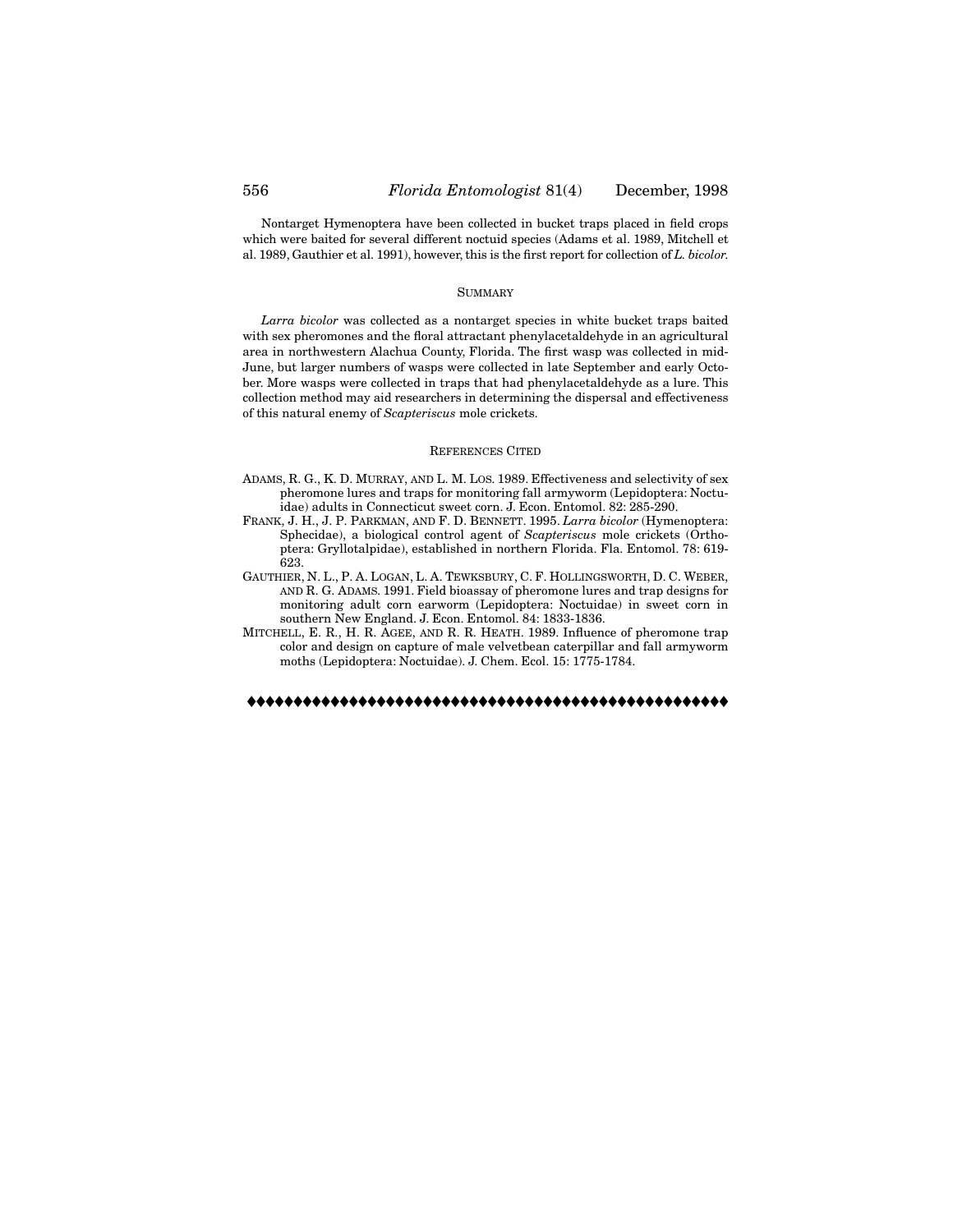Nontarget Hymenoptera have been collected in bucket traps placed in field crops which were baited for several different noctuid species (Adams et al. 1989, Mitchell et al. 1989, Gauthier et al. 1991), however, this is the first report for collection of *L. bicolor.*

## Summary

*Larra bicolor* was collected as a nontarget species in white bucket traps baited with sex pheromones and the floral attractant phenylacetaldehyde in an agricultural area in northwestern Alachua County, Florida. The first wasp was collected in mid-June, but larger numbers of wasps were collected in late September and early October. More wasps were collected in traps that had phenylacetaldehyde as a lure. This collection method may aid researchers in determining the dispersal and effectiveness of this natural enemy of *Scapteriscus* mole crickets.

## References Cited

- Adams, R. G., K. D. Murray, and L. M. Los. 1989. Effectiveness and selectivity of sex pheromone lures and traps for monitoring fall armyworm (Lepidoptera: Noctuidae) adults in Connecticut sweet corn. J. Econ. Entomol. 82: 285-290.
- Frank, J. H., J. P. Parkman, and F. D. Bennett. 1995. *Larra bicolor* (Hymenoptera: Sphecidae), a biological control agent of *Scapteriscus* mole crickets (Orthoptera: Gryllotalpidae), established in northern Florida. Fla. Entomol. 78: 619-623.
- Gauthier, N. L., P. A. Logan, L. A. Tewksbury, C. F. Hollingsworth, D. C. Weber, and R. G. Adams. 1991. Field bioassay of pheromone lures and trap designs for monitoring adult corn earworm (Lepidoptera: Noctuidae) in sweet corn in southern New England. J. Econ. Entomol. 84: 1833-1836.
- Mitchell, E. R., H. R. Agee, and R. R. Heath. 1989. Influence of pheromone trap color and design on capture of male velvetbean caterpillar and fall armyworm moths (Lepidoptera: Noctuidae). J. Chem. Ecol. 15: 1775-1784.